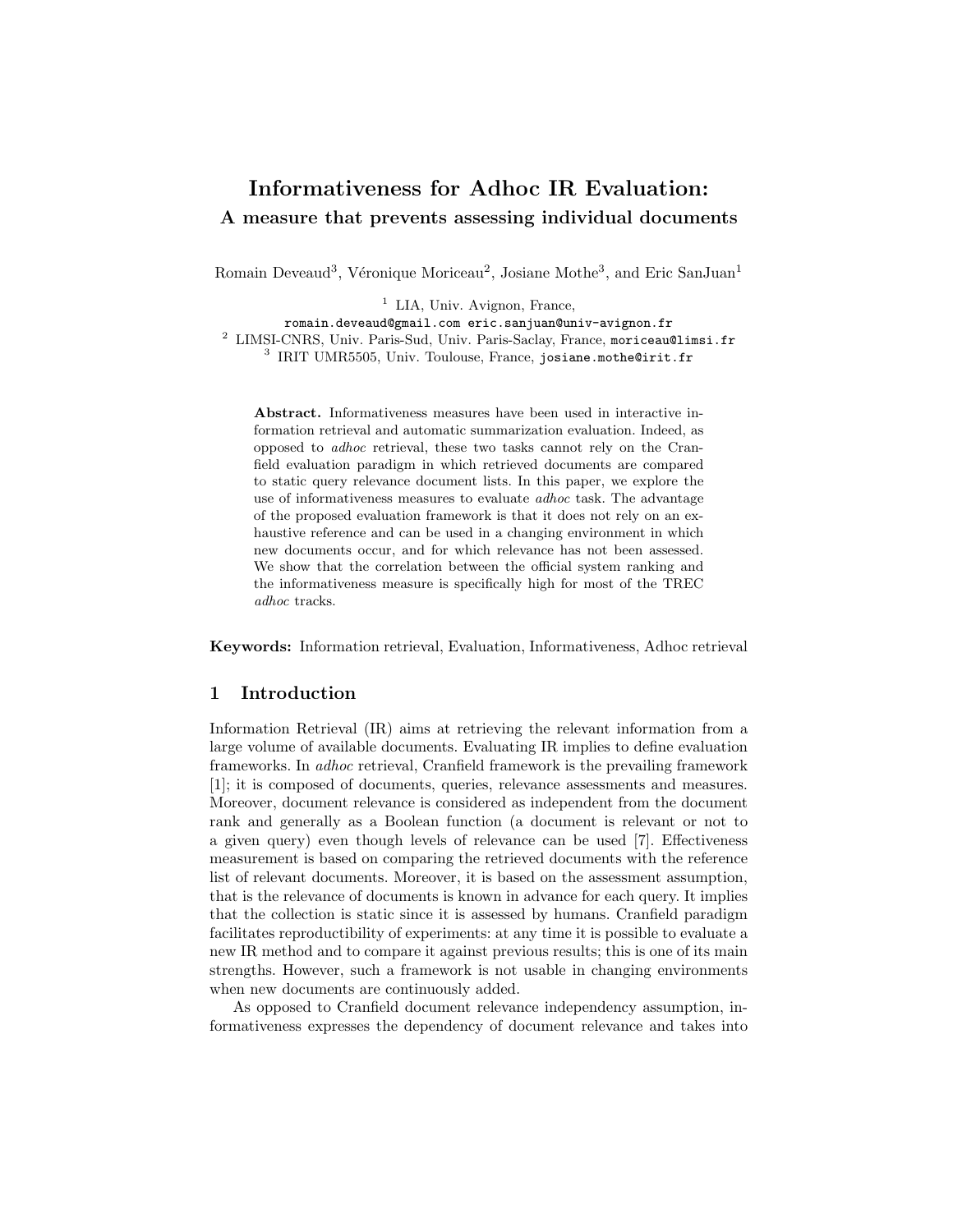# Informativeness for Adhoc IR Evaluation:

## A measure that prevents assessing individual documents

Romain Deveaud[3], Véronique Moriceau[2], Josiane Mothe[3], and Eric SanJuan[1]

[1] LIA, Univ. Avignon, France,
romain.deveaud@gmail.com eric.sanjuan@univ-avignon.fr
[2] LIMSI-CNRS, Univ. Paris-Sud, Univ. Paris-Saclay, France, moriceau@limsi.fr
[3] IRIT UMR5505, Univ. Toulouse, France, josiane.mothe@irit.fr

**Abstract.** Informativeness measures have been used in interactive information retrieval and automatic summarization evaluation. Indeed, as opposed to *adhoc* retrieval, these two tasks cannot rely on the Cranfield evaluation paradigm in which retrieved documents are compared to static query relevance document lists. In this paper, we explore the use of informativeness measures to evaluate *adhoc* task. The advantage of the proposed evaluation framework is that it does not rely on an exhaustive reference and can be used in a changing environment in which new documents occur, and for which relevance has not been assessed. We show that the correlation between the official system ranking and the informativeness measure is specifically high for most of the TREC *adhoc* tracks.

**Keywords:** Information retrieval, Evaluation, Informativeness, Adhoc retrieval

## 1 Introduction

Information Retrieval (IR) aims at retrieving the relevant information from a large volume of available documents. Evaluating IR implies to define evaluation frameworks. In *adhoc* retrieval, Cranfield framework is the prevailing framework [1]; it is composed of documents, queries, relevance assessments and measures. Moreover, document relevance is considered as independent from the document rank and generally as a Boolean function (a document is relevant or not to a given query) even though levels of relevance can be used [7]. Effectiveness measurement is based on comparing the retrieved documents with the reference list of relevant documents. Moreover, it is based on the assessment assumption, that is the relevance of documents is known in advance for each query. It implies that the collection is static since it is assessed by humans. Cranfield paradigm facilitates reproductibility of experiments: at any time it is possible to evaluate a new IR method and to compare it against previous results; this is one of its main strengths. However, such a framework is not usable in changing environments when new documents are continuously added.

As opposed to Cranfield document relevance independency assumption, informativeness expresses the dependency of document relevance and takes into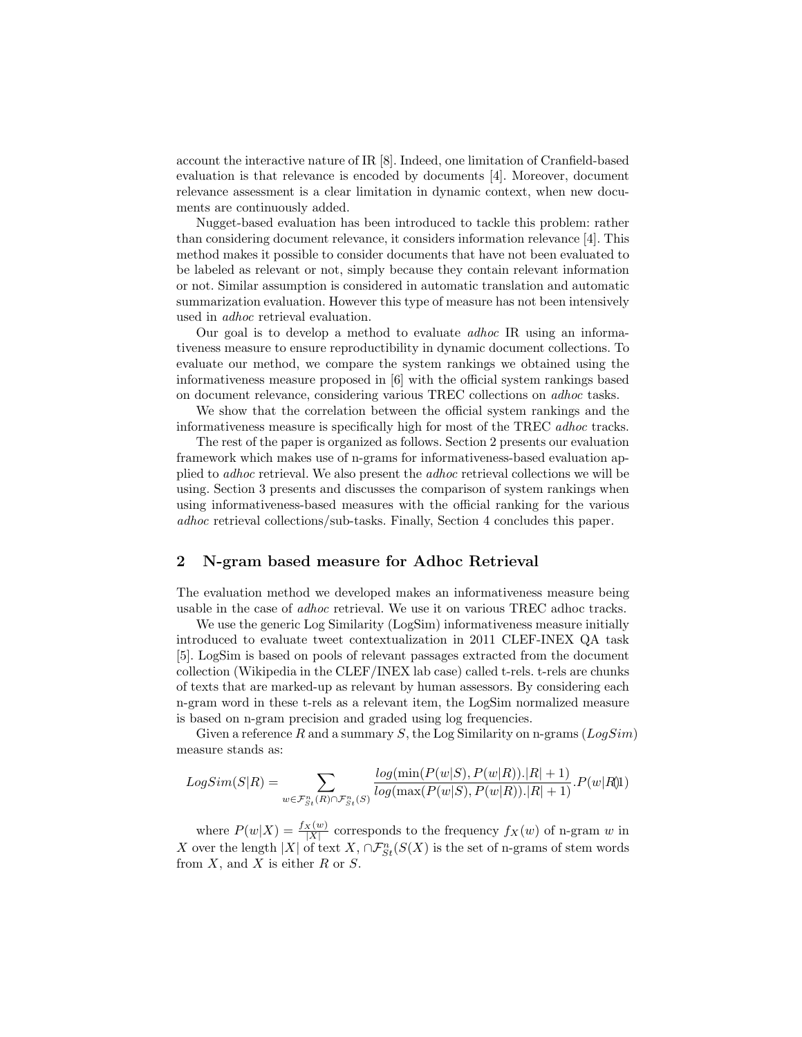account the interactive nature of IR [8]. Indeed, one limitation of Cranfield-based evaluation is that relevance is encoded by documents [4]. Moreover, document relevance assessment is a clear limitation in dynamic context, when new documents are continuously added.

Nugget-based evaluation has been introduced to tackle this problem: rather than considering document relevance, it considers information relevance [4]. This method makes it possible to consider documents that have not been evaluated to be labeled as relevant or not, simply because they contain relevant information or not. Similar assumption is considered in automatic translation and automatic summarization evaluation. However this type of measure has not been intensively used in *adhoc* retrieval evaluation.

Our goal is to develop a method to evaluate *adhoc* IR using an informativeness measure to ensure reproductibility in dynamic document collections. To evaluate our method, we compare the system rankings we obtained using the informativeness measure proposed in [6] with the official system rankings based on document relevance, considering various TREC collections on *adhoc* tasks.

We show that the correlation between the official system rankings and the informativeness measure is specifically high for most of the TREC *adhoc* tracks.

The rest of the paper is organized as follows. Section 2 presents our evaluation framework which makes use of n-grams for informativeness-based evaluation applied to *adhoc* retrieval. We also present the *adhoc* retrieval collections we will be using. Section 3 presents and discusses the comparison of system rankings when using informativeness-based measures with the official ranking for the various *adhoc* retrieval collections/sub-tasks. Finally, Section 4 concludes this paper.

## 2 N-gram based measure for Adhoc Retrieval

The evaluation method we developed makes an informativeness measure being usable in the case of *adhoc* retrieval. We use it on various TREC adhoc tracks.

We use the generic Log Similarity (LogSim) informativeness measure initially introduced to evaluate tweet contextualization in 2011 CLEF-INEX QA task [5]. LogSim is based on pools of relevant passages extracted from the document collection (Wikipedia in the CLEF/INEX lab case) called t-rels. t-rels are chunks of texts that are marked-up as relevant by human assessors. By considering each n-gram word in these t-rels as a relevant item, the LogSim normalized measure is based on n-gram precision and graded using log frequencies.

Given a reference $R$ and a summary $S$, the Log Similarity on n-grams ($LogSim$) measure stands as:

$$LogSim(S|R) = \sum_{w \in \mathcal{F}^n_{St}(R) \cap \mathcal{F}^n_{St}(S)} \frac{log(\min(P(w|S), P(w|R)).|R| + 1)}{log(\max(P(w|S), P(w|R)).|R| + 1)}.P(w|R) \quad (1)$$

where $P(w|X) = \frac{f_X(w)}{|X|}$ corresponds to the frequency $f_X(w)$ of n-gram $w$ in $X$ over the length $|X|$ of text $X$, $\cap \mathcal{F}^n_{St}(S(X)$ is the set of n-grams of stem words from $X$, and $X$ is either $R$ or $S$.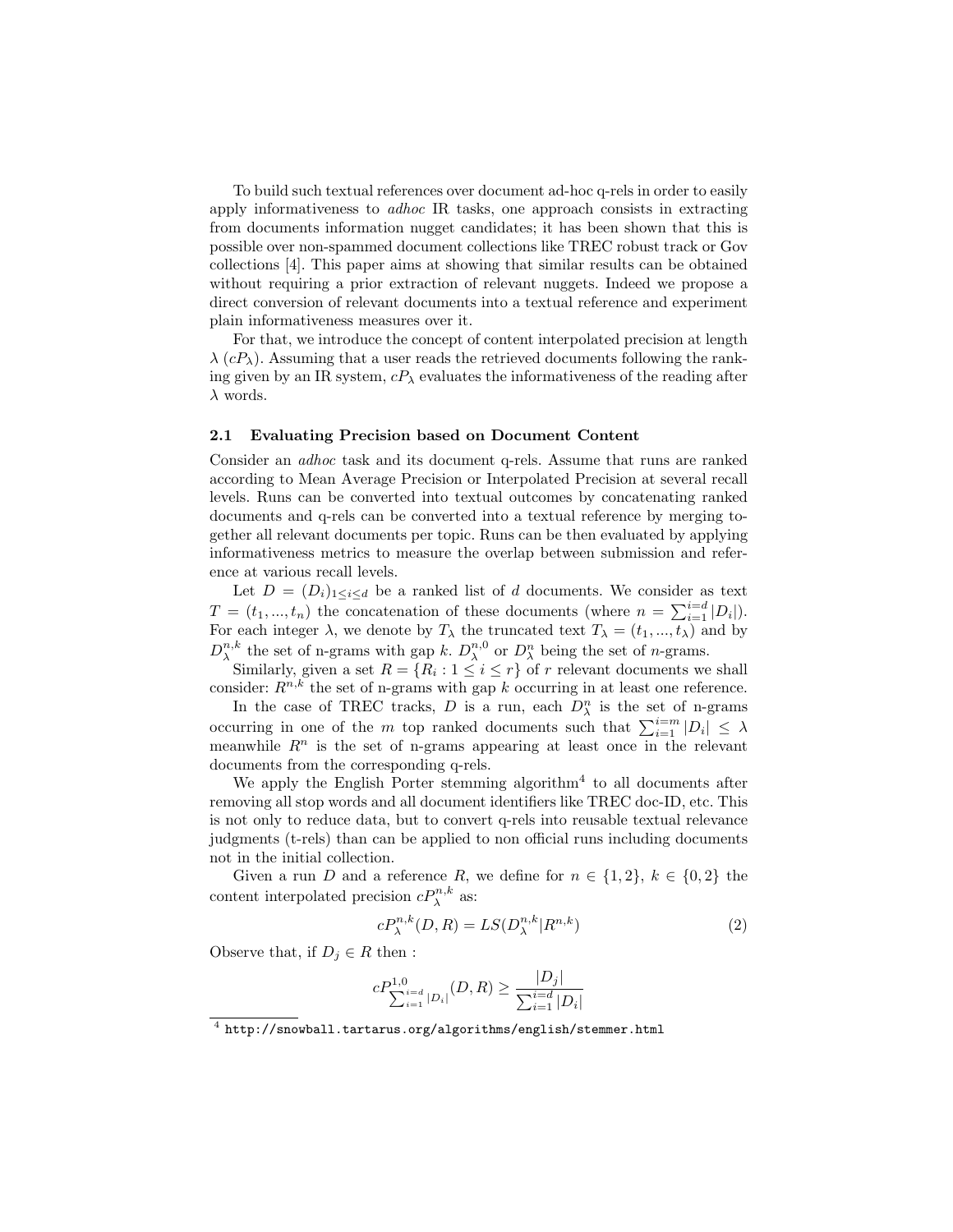To build such textual references over document ad-hoc q-rels in order to easily apply informativeness to *adhoc* IR tasks, one approach consists in extracting from documents information nugget candidates; it has been shown that this is possible over non-spammed document collections like TREC robust track or Gov collections [4]. This paper aims at showing that similar results can be obtained without requiring a prior extraction of relevant nuggets. Indeed we propose a direct conversion of relevant documents into a textual reference and experiment plain informativeness measures over it.

For that, we introduce the concept of content interpolated precision at length $\lambda$ ($cP_\lambda$). Assuming that a user reads the retrieved documents following the ranking given by an IR system, $cP_\lambda$ evaluates the informativeness of the reading after $\lambda$ words.

### 2.1 Evaluating Precision based on Document Content

Consider an *adhoc* task and its document q-rels. Assume that runs are ranked according to Mean Average Precision or Interpolated Precision at several recall levels. Runs can be converted into textual outcomes by concatenating ranked documents and q-rels can be converted into a textual reference by merging together all relevant documents per topic. Runs can be then evaluated by applying informativeness metrics to measure the overlap between submission and reference at various recall levels.

Let $D = (D_i)_{1 \leq i \leq d}$ be a ranked list of $d$ documents. We consider as text $T = (t_1, ..., t_n)$ the concatenation of these documents (where $n = \sum_{i=1}^{i=d} |D_i|$). For each integer $\lambda$, we denote by $T_\lambda$ the truncated text $T_\lambda = (t_1, ..., t_\lambda)$ and by $D_\lambda^{n,k}$ the set of n-grams with gap $k$. $D_\lambda^{n,0}$ or $D_\lambda^n$ being the set of $n$-grams.

Similarly, given a set $R = \{R_i : 1 \leq i \leq r\}$ of $r$ relevant documents we shall consider: $R^{n,k}$ the set of n-grams with gap $k$ occurring in at least one reference.

In the case of TREC tracks, $D$ is a run, each $D_\lambda^n$ is the set of n-grams occurring in one of the $m$ top ranked documents such that $\sum_{i=1}^{i=m} |D_i| \leq \lambda$ meanwhile $R^n$ is the set of n-grams appearing at least once in the relevant documents from the corresponding q-rels.

We apply the English Porter stemming algorithm[4] to all documents after removing all stop words and all document identifiers like TREC doc-ID, etc. This is not only to reduce data, but to convert q-rels into reusable textual relevance judgments (t-rels) than can be applied to non official runs including documents not in the initial collection.

Given a run $D$ and a reference $R$, we define for $n \in \{1, 2\}$, $k \in \{0, 2\}$ the content interpolated precision $cP_\lambda^{n,k}$ as:

$$cP_\lambda^{n,k}(D, R) = LS(D_\lambda^{n,k} | R^{n,k}) \tag{2}$$

Observe that, if $D_j \in R$ then :

$$cP^{1,0}_{\sum_{i=1}^{i=d} |D_i|}(D, R) \geq \frac{|D_j|}{\sum_{i=1}^{i=d} |D_i|}$$

[4] http://snowball.tartarus.org/algorithms/english/stemmer.html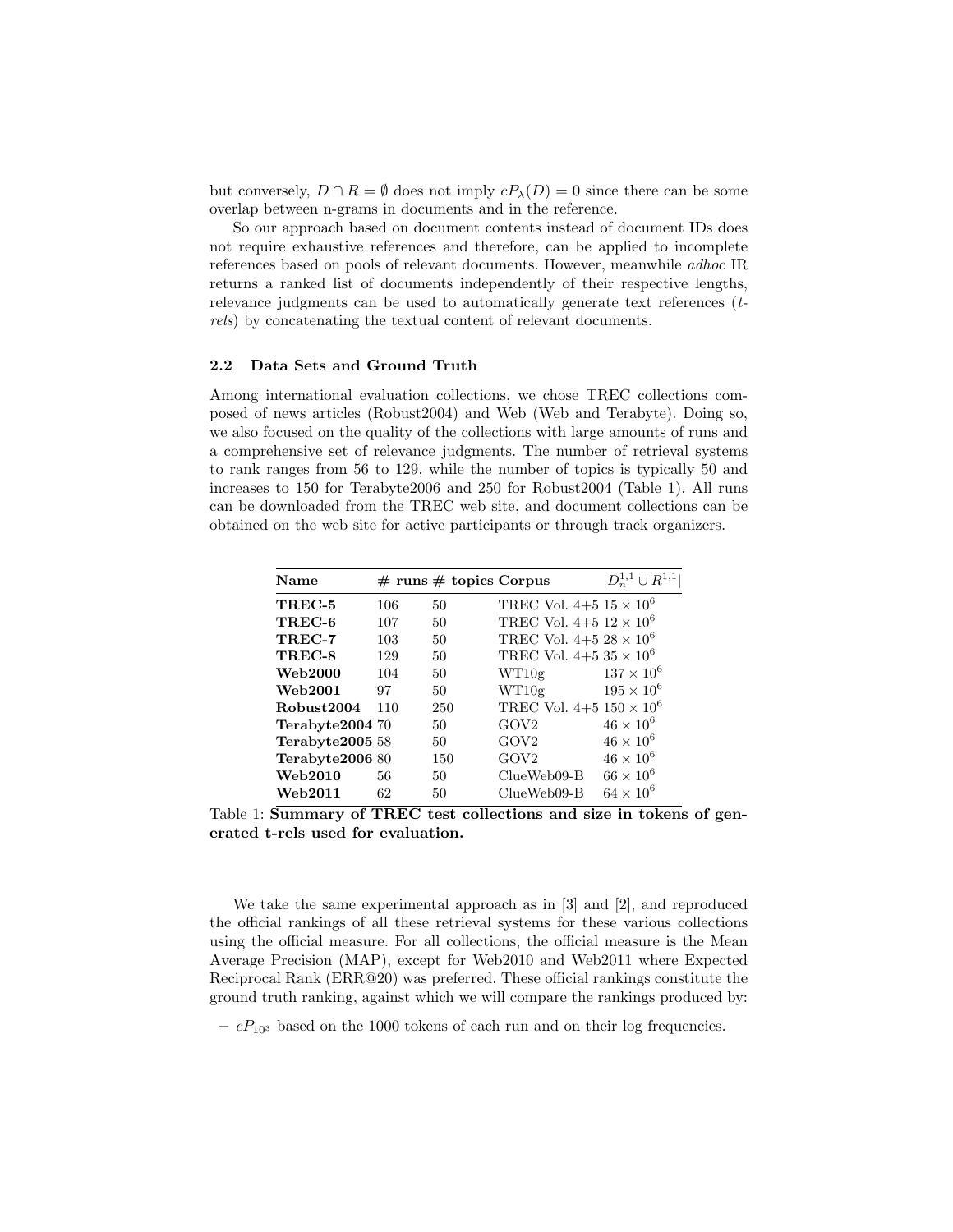but conversely, $D \cap R = \emptyset$ does not imply $cP_\lambda(D) = 0$ since there can be some overlap between n-grams in documents and in the reference.

So our approach based on document contents instead of document IDs does not require exhaustive references and therefore, can be applied to incomplete references based on pools of relevant documents. However, meanwhile *adhoc* IR returns a ranked list of documents independently of their respective lengths, relevance judgments can be used to automatically generate text references (*t-rels*) by concatenating the textual content of relevant documents.

### 2.2 Data Sets and Ground Truth

Among international evaluation collections, we chose TREC collections composed of news articles (Robust2004) and Web (Web and Terabyte). Doing so, we also focused on the quality of the collections with large amounts of runs and a comprehensive set of relevance judgments. The number of retrieval systems to rank ranges from 56 to 129, while the number of topics is typically 50 and increases to 150 for Terabyte2006 and 250 for Robust2004 (Table 1). All runs can be downloaded from the TREC web site, and document collections can be obtained on the web site for active participants or through track organizers.

| Name | # runs | # topics | Corpus | $\lvert D_n^{1,1} \cup R^{1,1} \rvert$ |
|---|---|---|---|---|
| **TREC-5** | 106 | 50 | TREC Vol. 4+5 | $15 \times 10^6$ |
| **TREC-6** | 107 | 50 | TREC Vol. 4+5 | $12 \times 10^6$ |
| **TREC-7** | 103 | 50 | TREC Vol. 4+5 | $28 \times 10^6$ |
| **TREC-8** | 129 | 50 | TREC Vol. 4+5 | $35 \times 10^6$ |
| **Web2000** | 104 | 50 | WT10g | $137 \times 10^6$ |
| **Web2001** | 97 | 50 | WT10g | $195 \times 10^6$ |
| **Robust2004** | 110 | 250 | TREC Vol. 4+5 | $150 \times 10^6$ |
| **Terabyte2004** | 70 | 50 | GOV2 | $46 \times 10^6$ |
| **Terabyte2005** | 58 | 50 | GOV2 | $46 \times 10^6$ |
| **Terabyte2006** | 80 | 150 | GOV2 | $46 \times 10^6$ |
| **Web2010** | 56 | 50 | ClueWeb09-B | $66 \times 10^6$ |
| **Web2011** | 62 | 50 | ClueWeb09-B | $64 \times 10^6$ |

Table 1: **Summary of TREC test collections and size in tokens of generated t-rels used for evaluation.**

We take the same experimental approach as in [3] and [2], and reproduced the official rankings of all these retrieval systems for these various collections using the official measure. For all collections, the official measure is the Mean Average Precision (MAP), except for Web2010 and Web2011 where Expected Reciprocal Rank (ERR@20) was preferred. These official rankings constitute the ground truth ranking, against which we will compare the rankings produced by:

- $cP_{10^3}$ based on the 1000 tokens of each run and on their log frequencies.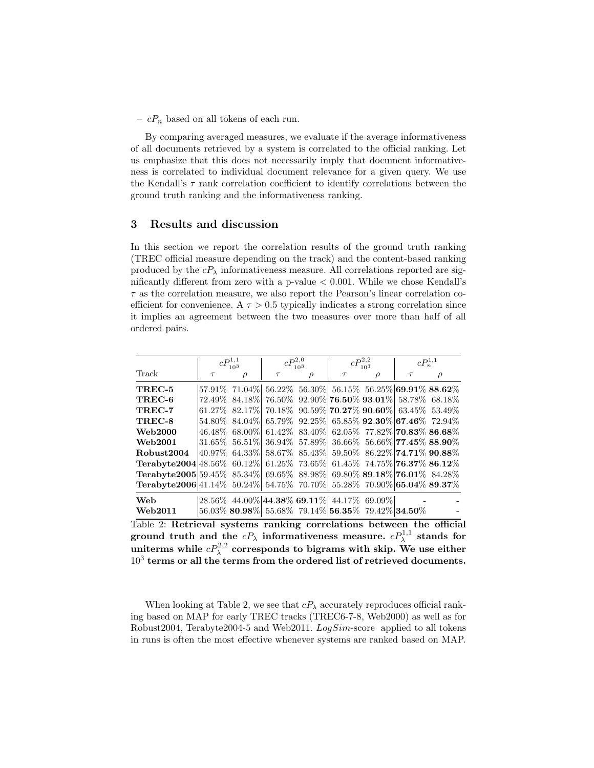– $cP_n$ based on all tokens of each run.

By comparing averaged measures, we evaluate if the average informativeness of all documents retrieved by a system is correlated to the official ranking. Let us emphasize that this does not necessarily imply that document informativeness is correlated to individual document relevance for a given query. We use the Kendall's $\tau$ rank correlation coefficient to identify correlations between the ground truth ranking and the informativeness ranking.

## 3 Results and discussion

In this section we report the correlation results of the ground truth ranking (TREC official measure depending on the track) and the content-based ranking produced by the $cP_\lambda$ informativeness measure. All correlations reported are significantly different from zero with a p-value $< 0.001$. While we chose Kendall's $\tau$ as the correlation measure, we also report the Pearson's linear correlation coefficient for convenience. A $\tau > 0.5$ typically indicates a strong correlation since it implies an agreement between the two measures over more than half of all ordered pairs.

| Track | $cP^{1,1}_{10^3}$ $\tau$ | $cP^{1,1}_{10^3}$ $\rho$ | $cP^{2,0}_{10^3}$ $\tau$ | $cP^{2,0}_{10^3}$ $\rho$ | $cP^{2,2}_{10^3}$ $\tau$ | $cP^{2,2}_{10^3}$ $\rho$ | $cP^{1,1}_{n}$ $\tau$ | $cP^{1,1}_{n}$ $\rho$ |
|---|---|---|---|---|---|---|---|---|
| **TREC-5** | 57.91% | 71.04% | 56.22% | 56.30% | 56.15% | 56.25% | **69.91%** | **88.62%** |
| **TREC-6** | 72.49% | 84.18% | 76.50% | 92.90% | **76.50%** | **93.01%** | 58.78% | 68.18% |
| **TREC-7** | 61.27% | 82.17% | 70.18% | 90.59% | **70.27%** | **90.60%** | 63.45% | 53.49% |
| **TREC-8** | 54.80% | 84.04% | 65.79% | 92.25% | 65.85% | **92.30%** | **67.46%** | 72.94% |
| **Web2000** | 46.48% | 68.00% | 61.42% | 83.40% | 62.05% | 77.82% | **70.83%** | **86.68%** |
| **Web2001** | 31.65% | 56.51% | 36.94% | 57.89% | 36.66% | 56.66% | **77.45%** | **88.90%** |
| **Robust2004** | 40.97% | 64.33% | 58.67% | 85.43% | 59.50% | 86.22% | **74.71%** | **90.88%** |
| **Terabyte2004** | 48.56% | 60.12% | 61.25% | 73.65% | 61.45% | 74.75% | **76.37%** | **86.12%** |
| **Terabyte2005** | 59.45% | 85.34% | 69.65% | 88.98% | 69.80% | **89.18%** | **76.01%** | 84.28% |
| **Terabyte2006** | 41.14% | 50.24% | 54.75% | 70.70% | 55.28% | 70.90% | **65.04%** | **89.37%** |
| **Web** | 28.56% | 44.00% | **44.38%** | **69.11%** | 44.17% | 69.09% | - | - |
| **Web2011** | 56.03% | **80.98%** | 55.68% | 79.14% | **56.35%** | 79.42% | 34.50% | - |

Table 2: **Retrieval systems ranking correlations between the official ground truth and the $cP_\lambda$ informativeness measure. $cP^{1,1}_\lambda$ stands for uniterms while $cP^{2,2}_\lambda$ corresponds to bigrams with skip. We use either $10^3$ terms or all the terms from the ordered list of retrieved documents.**

When looking at Table 2, we see that $cP_\lambda$ accurately reproduces official ranking based on MAP for early TREC tracks (TREC6-7-8, Web2000) as well as for Robust2004, Terabyte2004-5 and Web2011. *LogSim*-score applied to all tokens in runs is often the most effective whenever systems are ranked based on MAP.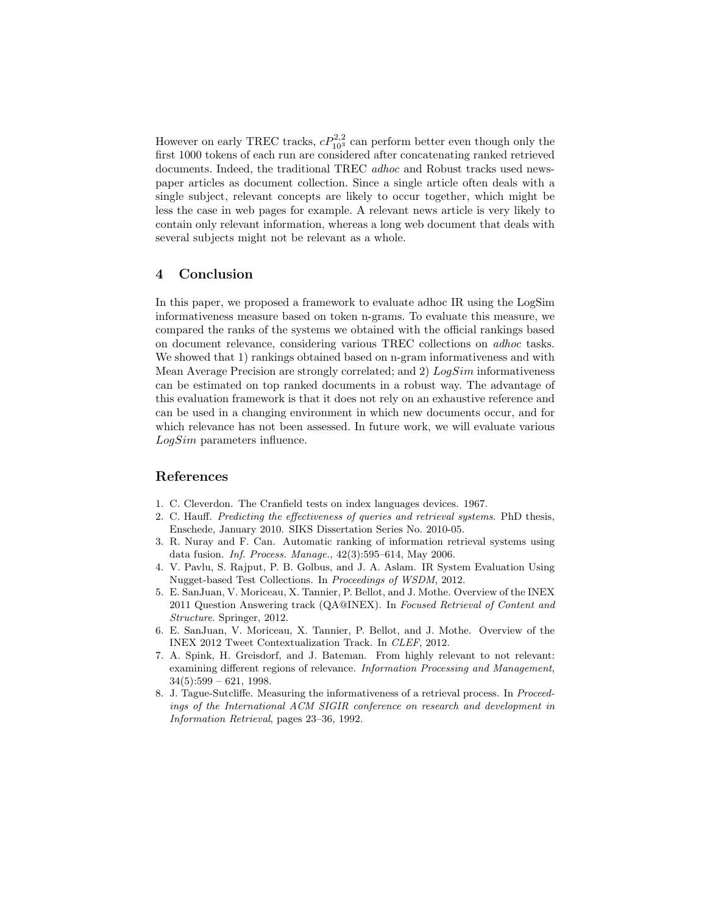However on early TREC tracks, $cP^{2;2}_{10^3}$ can perform better even though only the first 1000 tokens of each run are considered after concatenating ranked retrieved documents. Indeed, the traditional TREC *adhoc* and Robust tracks used newspaper articles as document collection. Since a single article often deals with a single subject, relevant concepts are likely to occur together, which might be less the case in web pages for example. A relevant news article is very likely to contain only relevant information, whereas a long web document that deals with several subjects might not be relevant as a whole.

## 4 Conclusion

In this paper, we proposed a framework to evaluate adhoc IR using the LogSim informativeness measure based on token n-grams. To evaluate this measure, we compared the ranks of the systems we obtained with the official rankings based on document relevance, considering various TREC collections on *adhoc* tasks. We showed that 1) rankings obtained based on n-gram informativeness and with Mean Average Precision are strongly correlated; and 2) *LogSim* informativeness can be estimated on top ranked documents in a robust way. The advantage of this evaluation framework is that it does not rely on an exhaustive reference and can be used in a changing environment in which new documents occur, and for which relevance has not been assessed. In future work, we will evaluate various *LogSim* parameters influence.

## References

1. C. Cleverdon. The Cranfield tests on index languages devices. 1967.
2. C. Hauff. *Predicting the effectiveness of queries and retrieval systems*. PhD thesis, Enschede, January 2010. SIKS Dissertation Series No. 2010-05.
3. R. Nuray and F. Can. Automatic ranking of information retrieval systems using data fusion. *Inf. Process. Manage.*, 42(3):595–614, May 2006.
4. V. Pavlu, S. Rajput, P. B. Golbus, and J. A. Aslam. IR System Evaluation Using Nugget-based Test Collections. In *Proceedings of WSDM*, 2012.
5. E. SanJuan, V. Moriceau, X. Tannier, P. Bellot, and J. Mothe. Overview of the INEX 2011 Question Answering track (QA@INEX). In *Focused Retrieval of Content and Structure*. Springer, 2012.
6. E. SanJuan, V. Moriceau, X. Tannier, P. Bellot, and J. Mothe. Overview of the INEX 2012 Tweet Contextualization Track. In *CLEF*, 2012.
7. A. Spink, H. Greisdorf, and J. Bateman. From highly relevant to not relevant: examining different regions of relevance. *Information Processing and Management*, 34(5):599 – 621, 1998.
8. J. Tague-Sutcliffe. Measuring the informativeness of a retrieval process. In *Proceedings of the International ACM SIGIR conference on research and development in Information Retrieval*, pages 23–36, 1992.